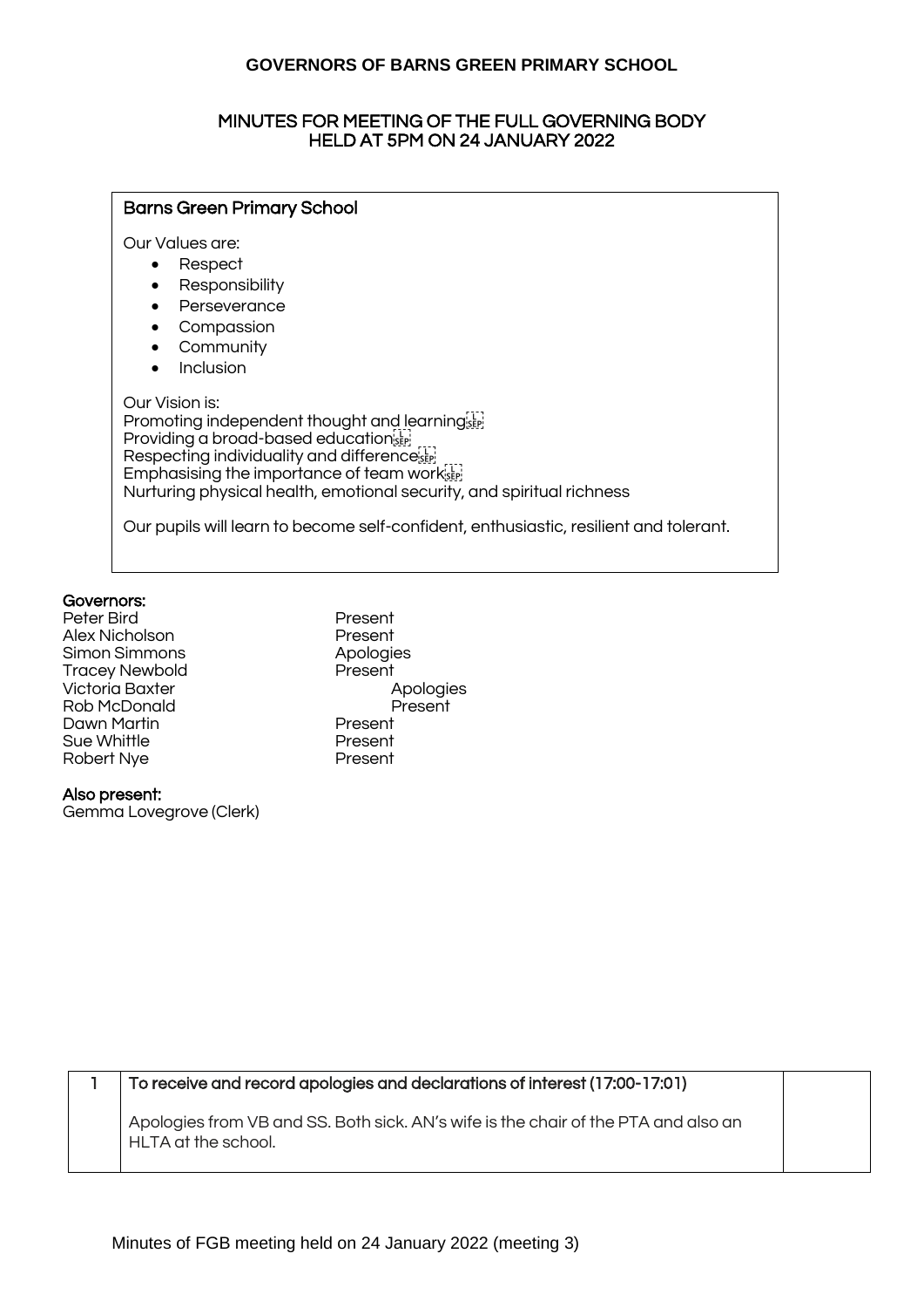# GOVERNORS OF BARNS GREEN PRIMARY SCHOOL

## MINUTES FOR MEETING OF THE FULL GOVERNING BODY HELD AT 5PM ON 24 JANUARY 2022

### Barns Green Primary School

Our Values are:

- Respect
- Responsibility
- Perseverance
- Compassion
- Community
- Inclusion

Our Vision is:
Promoting independent thought and learning
Providing a broad-based education
Respecting individuality and difference
Emphasising the importance of team work
Nurturing physical health, emotional security, and spiritual richness

Our pupils will learn to become self-confident, enthusiastic, resilient and tolerant.

**Governors:**

| | |
|---|---|
| Peter Bird | Present |
| Alex Nicholson | Present |
| Simon Simmons | Apologies |
| Tracey Newbold | Present |
| Victoria Baxter | Apologies |
| Rob McDonald | Present |
| Dawn Martin | Present |
| Sue Whittle | Present |
| Robert Nye | Present |

**Also present:**
Gemma Lovegrove (Clerk)

| | | |
|---|---|---|
| 1 | **To receive and record apologies and declarations of interest (17:00-17:01)**<br><br>Apologies from VB and SS. Both sick. AN's wife is the chair of the PTA and also an HLTA at the school. | |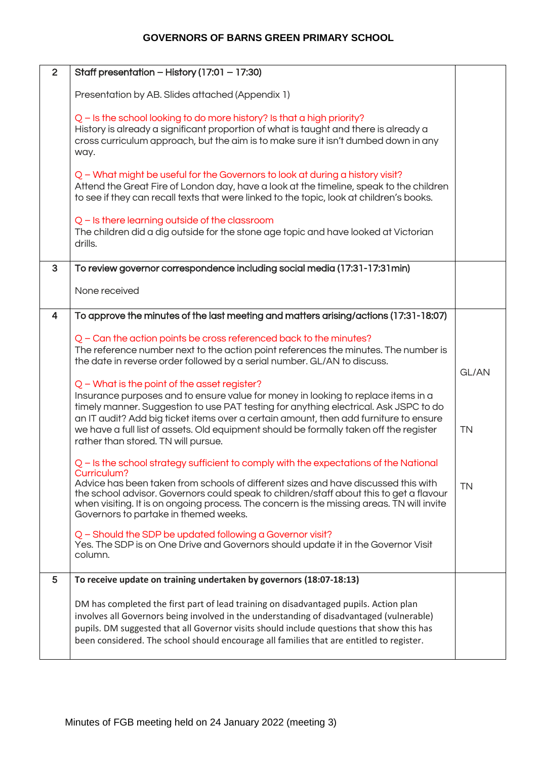| | | |
|---|---|---|
| 2 | **Staff presentation – History (17:01 – 17:30)**<br><br>Presentation by AB. Slides attached (Appendix 1)<br><br>Q – Is the school looking to do more history? Is that a high priority?<br>History is already a significant proportion of what is taught and there is already a cross curriculum approach, but the aim is to make sure it isn't dumbed down in any way.<br><br>Q – What might be useful for the Governors to look at during a history visit?<br>Attend the Great Fire of London day, have a look at the timeline, speak to the children to see if they can recall texts that were linked to the topic, look at children's books.<br><br>Q – Is there learning outside of the classroom<br>The children did a dig outside for the stone age topic and have looked at Victorian drills. | |
| 3 | **To review governor correspondence including social media (17:31-17:31min)**<br><br>None received | |
| 4 | **To approve the minutes of the last meeting and matters arising/actions (17:31-18:07)**<br><br>Q – Can the action points be cross referenced back to the minutes?<br>The reference number next to the action point references the minutes. The number is the date in reverse order followed by a serial number. GL/AN to discuss.<br><br>Q – What is the point of the asset register?<br>Insurance purposes and to ensure value for money in looking to replace items in a timely manner. Suggestion to use PAT testing for anything electrical. Ask JSPC to do an IT audit? Add big ticket items over a certain amount, then add furniture to ensure we have a full list of assets. Old equipment should be formally taken off the register rather than stored. TN will pursue.<br><br>Q – Is the school strategy sufficient to comply with the expectations of the National Curriculum?<br>Advice has been taken from schools of different sizes and have discussed this with the school advisor. Governors could speak to children/staff about this to get a flavour when visiting. It is on ongoing process. The concern is the missing areas. TN will invite Governors to partake in themed weeks.<br><br>Q – Should the SDP be updated following a Governor visit?<br>Yes. The SDP is on One Drive and Governors should update it in the Governor Visit column. | GL/AN<br><br>TN<br><br>TN |
| 5 | **To receive update on training undertaken by governors (18:07-18:13)**<br><br>DM has completed the first part of lead training on disadvantaged pupils. Action plan involves all Governors being involved in the understanding of disadvantaged (vulnerable) pupils. DM suggested that all Governor visits should include questions that show this has been considered. The school should encourage all families that are entitled to register. | |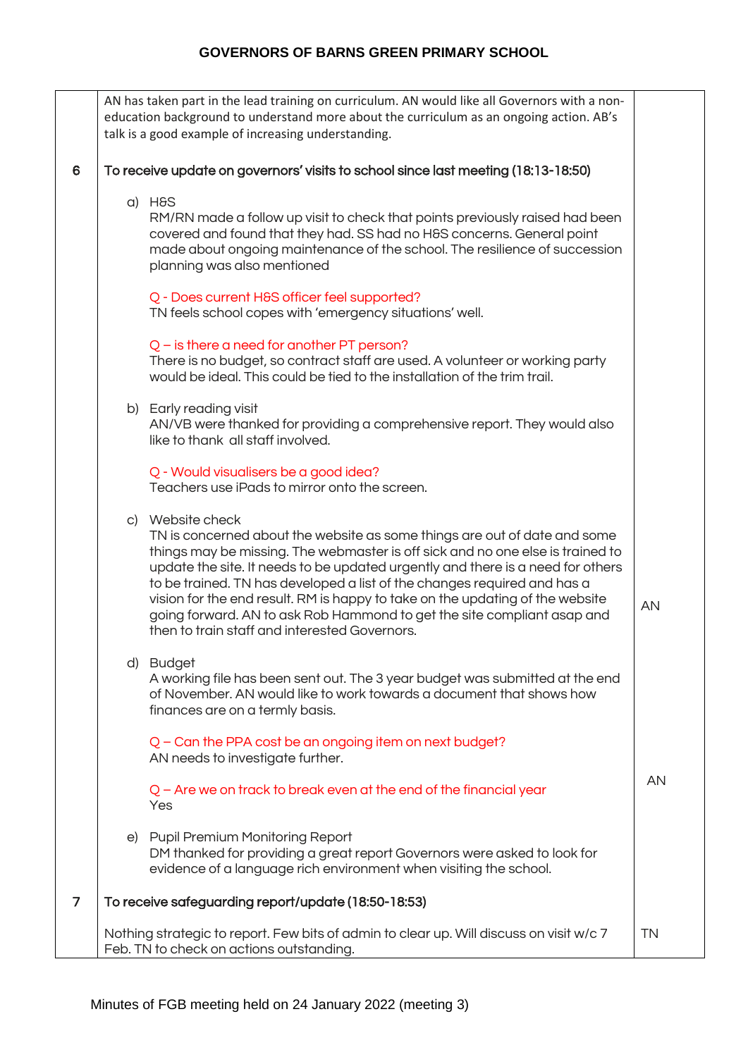| | | |
|---|---|---|
| | AN has taken part in the lead training on curriculum. AN would like all Governors with a non-education background to understand more about the curriculum as an ongoing action. AB's talk is a good example of increasing understanding. | |
| 6 | **To receive update on governors' visits to school since last meeting (18:13-18:50)** | |
| | a) H&S<br>RM/RN made a follow up visit to check that points previously raised had been covered and found that they had. SS had no H&S concerns. General point made about ongoing maintenance of the school. The resilience of succession planning was also mentioned<br><br>Q - Does current H&S officer feel supported?<br>TN feels school copes with 'emergency situations' well.<br><br>Q – is there a need for another PT person?<br>There is no budget, so contract staff are used. A volunteer or working party would be ideal. This could be tied to the installation of the trim trail. | |
| | b) Early reading visit<br>AN/VB were thanked for providing a comprehensive report. They would also like to thank all staff involved.<br><br>Q - Would visualisers be a good idea?<br>Teachers use iPads to mirror onto the screen. | |
| | c) Website check<br>TN is concerned about the website as some things are out of date and some things may be missing. The webmaster is off sick and no one else is trained to update the site. It needs to be updated urgently and there is a need for others to be trained. TN has developed a list of the changes required and has a vision for the end result. RM is happy to take on the updating of the website going forward. AN to ask Rob Hammond to get the site compliant asap and then to train staff and interested Governors. | AN |
| | d) Budget<br>A working file has been sent out. The 3 year budget was submitted at the end of November. AN would like to work towards a document that shows how finances are on a termly basis.<br><br>Q – Can the PPA cost be an ongoing item on next budget?<br>AN needs to investigate further.<br><br>Q – Are we on track to break even at the end of the financial year<br>Yes | AN |
| | e) Pupil Premium Monitoring Report<br>DM thanked for providing a great report Governors were asked to look for evidence of a language rich environment when visiting the school. | |
| 7 | **To receive safeguarding report/update (18:50-18:53)** | |
| | Nothing strategic to report. Few bits of admin to clear up. Will discuss on visit w/c 7 Feb. TN to check on actions outstanding. | TN |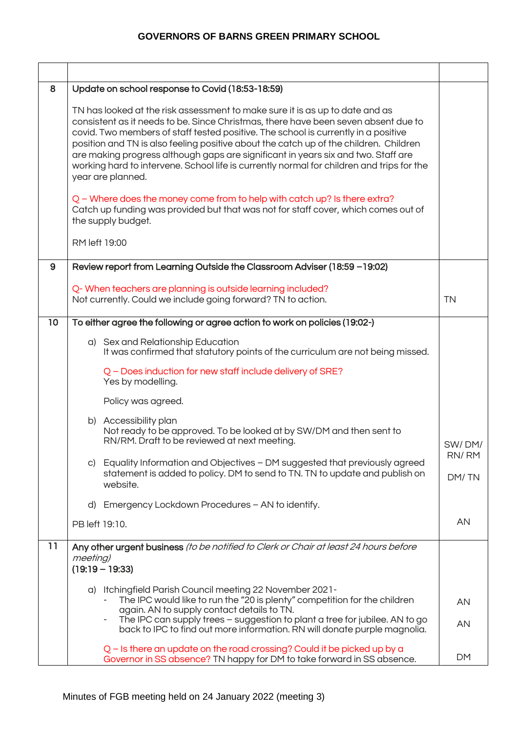**GOVERNORS OF BARNS GREEN PRIMARY SCHOOL**

| | | |
|---|---|---|
| 8 | **Update on school response to Covid (18:53-18:59)**<br><br>TN has looked at the risk assessment to make sure it is as up to date and as consistent as it needs to be. Since Christmas, there have been seven absent due to covid. Two members of staff tested positive. The school is currently in a positive position and TN is also feeling positive about the catch up of the children. Children are making progress although gaps are significant in years six and two. Staff are working hard to intervene. School life is currently normal for children and trips for the year are planned.<br><br>Q – Where does the money come from to help with catch up? Is there extra?<br>Catch up funding was provided but that was not for staff cover, which comes out of the supply budget.<br><br>RM left 19:00 | |
| 9 | **Review report from Learning Outside the Classroom Adviser (18:59 –19:02)**<br><br>Q- When teachers are planning is outside learning included?<br>Not currently. Could we include going forward? TN to action. | TN |
| 10 | **To either agree the following or agree action to work on policies (19:02-)**<br><br>a) Sex and Relationship Education<br>It was confirmed that statutory points of the curriculum are not being missed.<br><br>Q – Does induction for new staff include delivery of SRE?<br>Yes by modelling.<br><br>Policy was agreed.<br><br>b) Accessibility plan<br>Not ready to be approved. To be looked at by SW/DM and then sent to RN/RM. Draft to be reviewed at next meeting.<br><br>c) Equality Information and Objectives – DM suggested that previously agreed statement is added to policy. DM to send to TN. TN to update and publish on website.<br><br>d) Emergency Lockdown Procedures – AN to identify.<br><br>PB left 19:10. | SW/ DM/ RN/ RM<br><br>DM/ TN<br><br>AN |
| 11 | **Any other urgent business** *(to be notified to Clerk or Chair at least 24 hours before meeting)*<br>**(19:19 – 19:33)**<br><br>a) Itchingfield Parish Council meeting 22 November 2021-<br>- The IPC would like to run the "20 is plenty" competition for the children again. AN to supply contact details to TN.<br>- The IPC can supply trees – suggestion to plant a tree for jubilee. AN to go back to IPC to find out more information. RN will donate purple magnolia.<br><br>Q – Is there an update on the road crossing? Could it be picked up by a Governor in SS absence? TN happy for DM to take forward in SS absence. | AN<br><br>AN<br><br>DM |

Minutes of FGB meeting held on 24 January 2022 (meeting 3)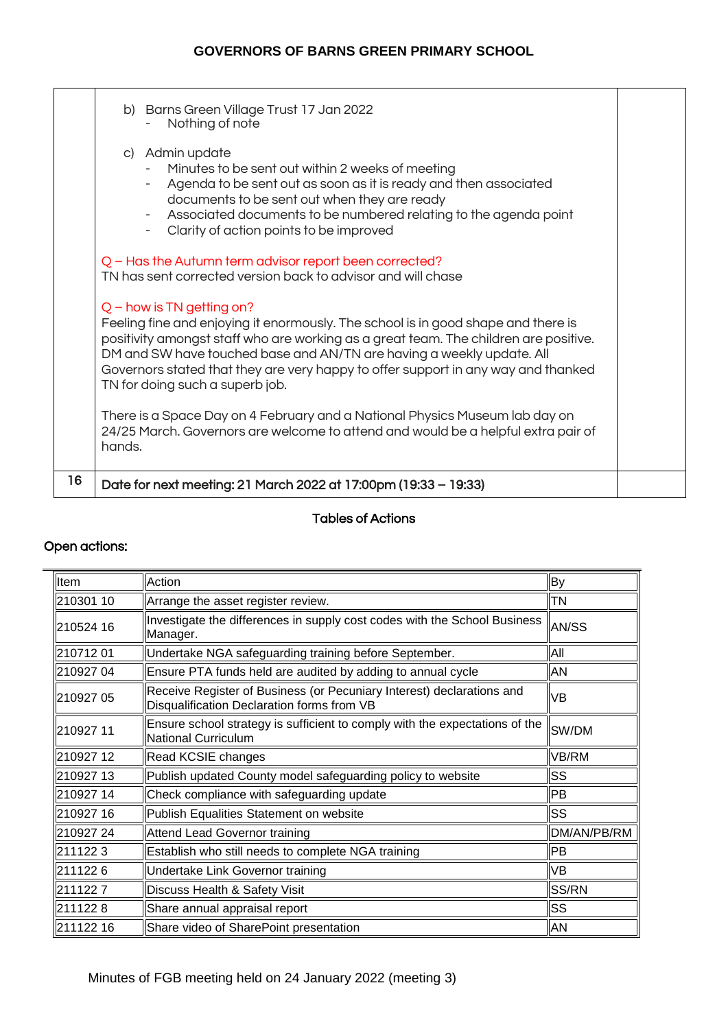GOVERNORS OF BARNS GREEN PRIMARY SCHOOL

| | | |
|---|---|---|
| | b) Barns Green Village Trust 17 Jan 2022<br>- Nothing of note<br><br>c) Admin update<br>- Minutes to be sent out within 2 weeks of meeting<br>- Agenda to be sent out as soon as it is ready and then associated documents to be sent out when they are ready<br>- Associated documents to be numbered relating to the agenda point<br>- Clarity of action points to be improved<br><br>Q – Has the Autumn term advisor report been corrected?<br>TN has sent corrected version back to advisor and will chase<br><br>Q – how is TN getting on?<br>Feeling fine and enjoying it enormously. The school is in good shape and there is positivity amongst staff who are working as a great team. The children are positive. DM and SW have touched base and AN/TN are having a weekly update. All Governors stated that they are very happy to offer support in any way and thanked TN for doing such a superb job.<br><br>There is a Space Day on 4 February and a National Physics Museum lab day on 24/25 March. Governors are welcome to attend and would be a helpful extra pair of hands. | |
| 16 | **Date for next meeting: 21 March 2022 at 17:00pm (19:33 – 19:33)** | |

## Tables of Actions

### Open actions:

| Item | Action | By |
|---|---|---|
| 210301 10 | Arrange the asset register review. | TN |
| 210524 16 | Investigate the differences in supply cost codes with the School Business Manager. | AN/SS |
| 210712 01 | Undertake NGA safeguarding training before September. | All |
| 210927 04 | Ensure PTA funds held are audited by adding to annual cycle | AN |
| 210927 05 | Receive Register of Business (or Pecuniary Interest) declarations and Disqualification Declaration forms from VB | VB |
| 210927 11 | Ensure school strategy is sufficient to comply with the expectations of the National Curriculum | SW/DM |
| 210927 12 | Read KCSIE changes | VB/RM |
| 210927 13 | Publish updated County model safeguarding policy to website | SS |
| 210927 14 | Check compliance with safeguarding update | PB |
| 210927 16 | Publish Equalities Statement on website | SS |
| 210927 24 | Attend Lead Governor training | DM/AN/PB/RM |
| 211122 3 | Establish who still needs to complete NGA training | PB |
| 211122 6 | Undertake Link Governor training | VB |
| 211122 7 | Discuss Health & Safety Visit | SS/RN |
| 211122 8 | Share annual appraisal report | SS |
| 211122 16 | Share video of SharePoint presentation | AN |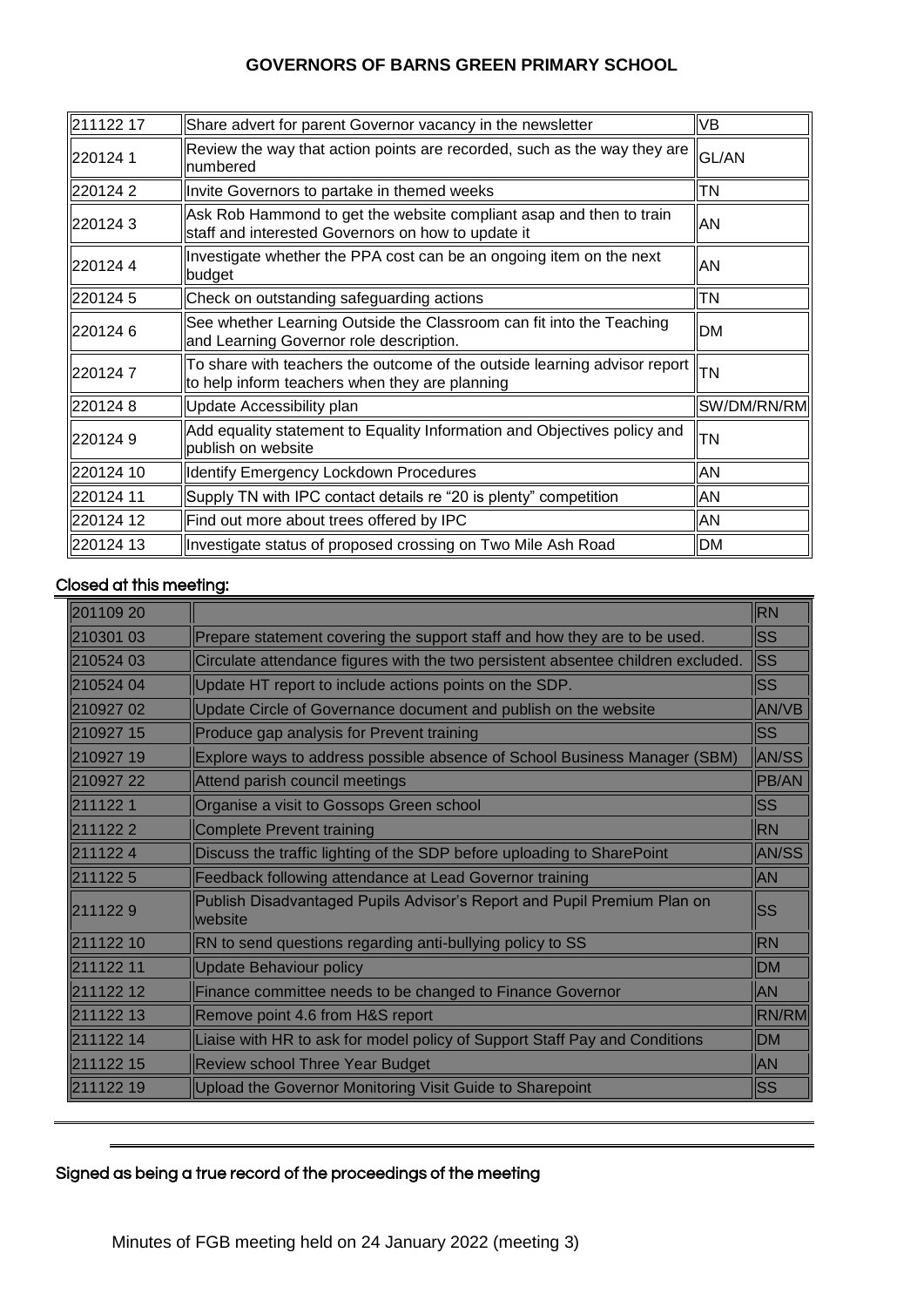## GOVERNORS OF BARNS GREEN PRIMARY SCHOOL

| | | |
|---|---|---|
| 211122 17 | Share advert for parent Governor vacancy in the newsletter | VB |
| 220124 1 | Review the way that action points are recorded, such as the way they are numbered | GL/AN |
| 220124 2 | Invite Governors to partake in themed weeks | TN |
| 220124 3 | Ask Rob Hammond to get the website compliant asap and then to train staff and interested Governors on how to update it | AN |
| 220124 4 | Investigate whether the PPA cost can be an ongoing item on the next budget | AN |
| 220124 5 | Check on outstanding safeguarding actions | TN |
| 220124 6 | See whether Learning Outside the Classroom can fit into the Teaching and Learning Governor role description. | DM |
| 220124 7 | To share with teachers the outcome of the outside learning advisor report to help inform teachers when they are planning | TN |
| 220124 8 | Update Accessibility plan | SW/DM/RN/RM |
| 220124 9 | Add equality statement to Equality Information and Objectives policy and publish on website | TN |
| 220124 10 | Identify Emergency Lockdown Procedures | AN |
| 220124 11 | Supply TN with IPC contact details re "20 is plenty" competition | AN |
| 220124 12 | Find out more about trees offered by IPC | AN |
| 220124 13 | Investigate status of proposed crossing on Two Mile Ash Road | DM |

### Closed at this meeting:

| | | |
|---|---|---|
| 201109 20 | | RN |
| 210301 03 | Prepare statement covering the support staff and how they are to be used. | SS |
| 210524 03 | Circulate attendance figures with the two persistent absentee children excluded. | SS |
| 210524 04 | Update HT report to include actions points on the SDP. | SS |
| 210927 02 | Update Circle of Governance document and publish on the website | AN/VB |
| 210927 15 | Produce gap analysis for Prevent training | SS |
| 210927 19 | Explore ways to address possible absence of School Business Manager (SBM) | AN/SS |
| 210927 22 | Attend parish council meetings | PB/AN |
| 211122 1 | Organise a visit to Gossops Green school | SS |
| 211122 2 | Complete Prevent training | RN |
| 211122 4 | Discuss the traffic lighting of the SDP before uploading to SharePoint | AN/SS |
| 211122 5 | Feedback following attendance at Lead Governor training | AN |
| 211122 9 | Publish Disadvantaged Pupils Advisor's Report and Pupil Premium Plan on website | SS |
| 211122 10 | RN to send questions regarding anti-bullying policy to SS | RN |
| 211122 11 | Update Behaviour policy | DM |
| 211122 12 | Finance committee needs to be changed to Finance Governor | AN |
| 211122 13 | Remove point 4.6 from H&S report | RN/RM |
| 211122 14 | Liaise with HR to ask for model policy of Support Staff Pay and Conditions | DM |
| 211122 15 | Review school Three Year Budget | AN |
| 211122 19 | Upload the Governor Monitoring Visit Guide to Sharepoint | SS |

Signed as being a true record of the proceedings of the meeting

Minutes of FGB meeting held on 24 January 2022 (meeting 3)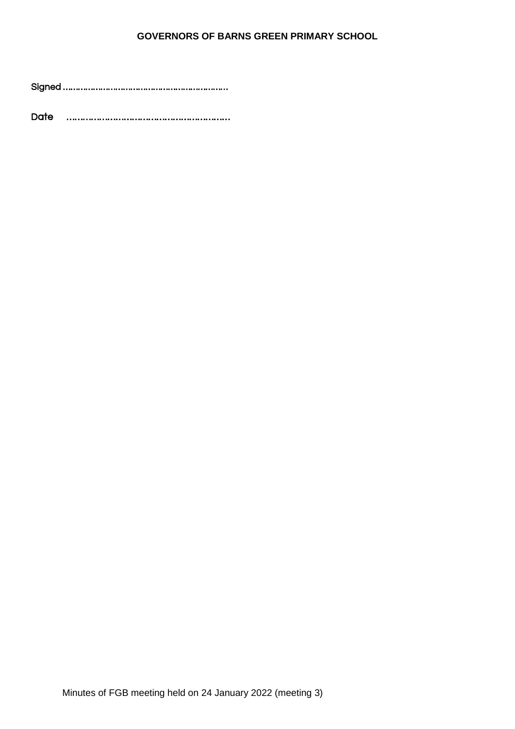Signed ……………………………………………………………

Date ……………………………………………………….